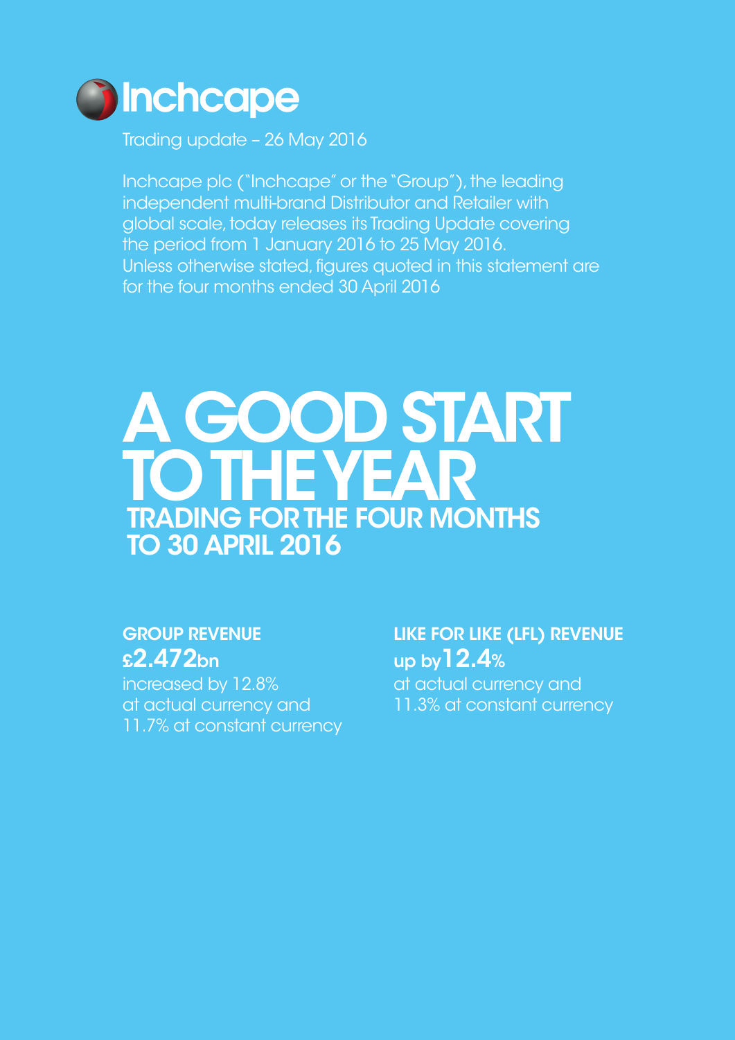# Inchcape

Trading update – 26 May 2016

Inchcape plc ("Inchcape" or the "Group"), the leading independent multi-brand Distributor and Retailer with global scale, today releases its Trading Update covering the period from 1 January 2016 to 25 May 2016. Unless otherwise stated, figures quoted in this statement are for the four months ended 30 April 2016

# A GOOD START TO THE YEAR

## TRADING FOR THE FOUR MONTHS TO 30 APRIL 2016

**GROUP REVENUE**
**£2.472bn**
increased by 12.8% at actual currency and 11.7% at constant currency

**LIKE FOR LIKE (LFL) REVENUE**
**up by 12.4%**
at actual currency and 11.3% at constant currency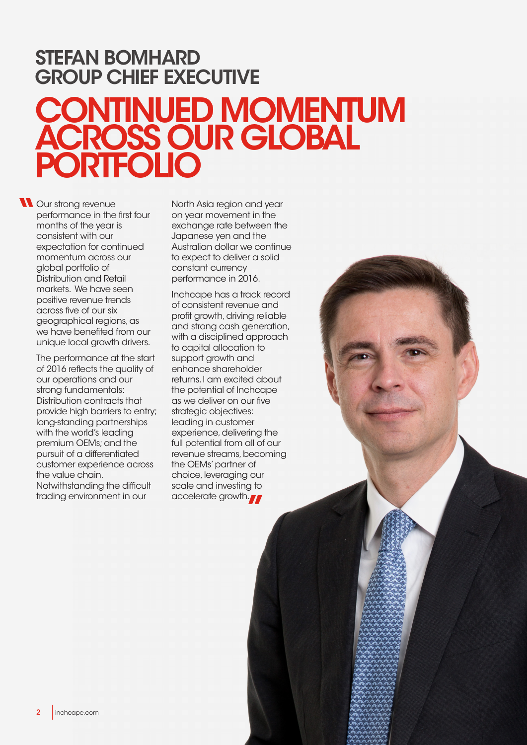## STEFAN BOMHARD
## GROUP CHIEF EXECUTIVE

# CONTINUED MOMENTUM ACROSS OUR GLOBAL PORTFOLIO

"Our strong revenue performance in the first four months of the year is consistent with our expectation for continued momentum across our global portfolio of Distribution and Retail markets. We have seen positive revenue trends across five of our six geographical regions, as we have benefited from our unique local growth drivers.

The performance at the start of 2016 reflects the quality of our operations and our strong fundamentals: Distribution contracts that provide high barriers to entry; long-standing partnerships with the world's leading premium OEMs; and the pursuit of a differentiated customer experience across the value chain. Notwithstanding the difficult trading environment in our North Asia region and year on year movement in the exchange rate between the Japanese yen and the Australian dollar we continue to expect to deliver a solid constant currency performance in 2016.

Inchcape has a track record of consistent revenue and profit growth, driving reliable and strong cash generation, with a disciplined approach to capital allocation to support growth and enhance shareholder returns. I am excited about the potential of Inchcape as we deliver on our five strategic objectives: leading in customer experience, delivering the full potential from all of our revenue streams, becoming the OEMs' partner of choice, leveraging our scale and investing to accelerate growth."

inchcape.com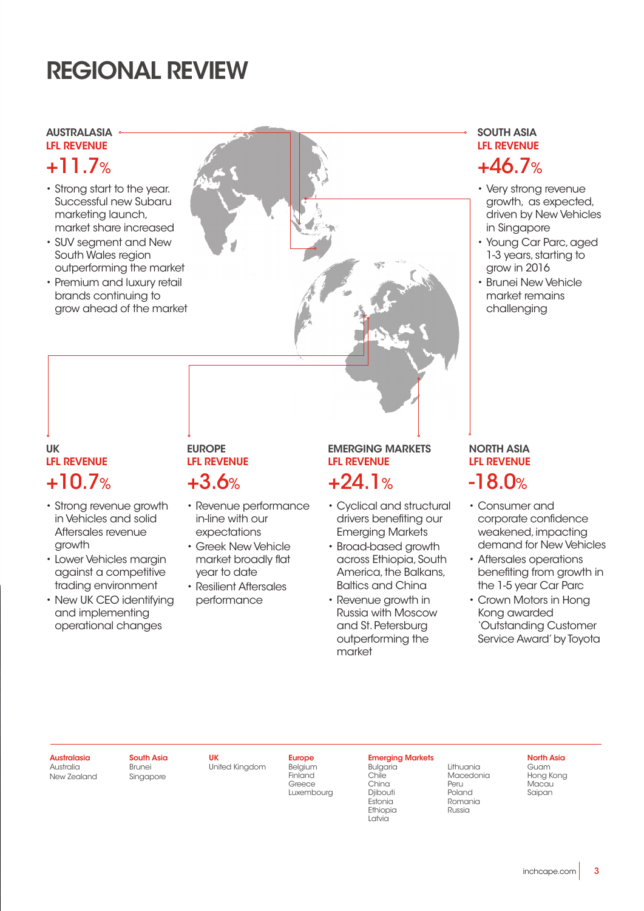# REGIONAL REVIEW

## AUSTRALASIA
**LFL REVENUE**

**+11.7%**

- Strong start to the year. Successful new Subaru marketing launch, market share increased
- SUV segment and New South Wales region outperforming the market
- Premium and luxury retail brands continuing to grow ahead of the market

## SOUTH ASIA
**LFL REVENUE**

**+46.7%**

- Very strong revenue growth, as expected, driven by New Vehicles in Singapore
- Young Car Parc, aged 1-3 years, starting to grow in 2016
- Brunei New Vehicle market remains challenging

## UK
**LFL REVENUE**

**+10.7%**

- Strong revenue growth in Vehicles and solid Aftersales revenue growth
- Lower Vehicles margin against a competitive trading environment
- New UK CEO identifying and implementing operational changes

## EUROPE
**LFL REVENUE**

**+3.6%**

- Revenue performance in-line with our expectations
- Greek New Vehicle market broadly flat year to date
- Resilient Aftersales performance

## EMERGING MARKETS
**LFL REVENUE**

**+24.1%**

- Cyclical and structural drivers benefiting our Emerging Markets
- Broad-based growth across Ethiopia, South America, the Balkans, Baltics and China
- Revenue growth in Russia with Moscow and St. Petersburg outperforming the market

## NORTH ASIA
**LFL REVENUE**

**-18.0%**

- Consumer and corporate confidence weakened, impacting demand for New Vehicles
- Aftersales operations benefiting from growth in the 1-5 year Car Parc
- Crown Motors in Hong Kong awarded 'Outstanding Customer Service Award' by Toyota

---

**Australasia**
Australia
New Zealand

**South Asia**
Brunei
Singapore

**UK**
United Kingdom

**Europe**
Belgium
Finland
Greece
Luxembourg

**Emerging Markets**
Bulgaria
Chile
China
Djibouti
Estonia
Ethiopia
Latvia
Lithuania
Macedonia
Peru
Poland
Romania
Russia

**North Asia**
Guam
Hong Kong
Macau
Saipan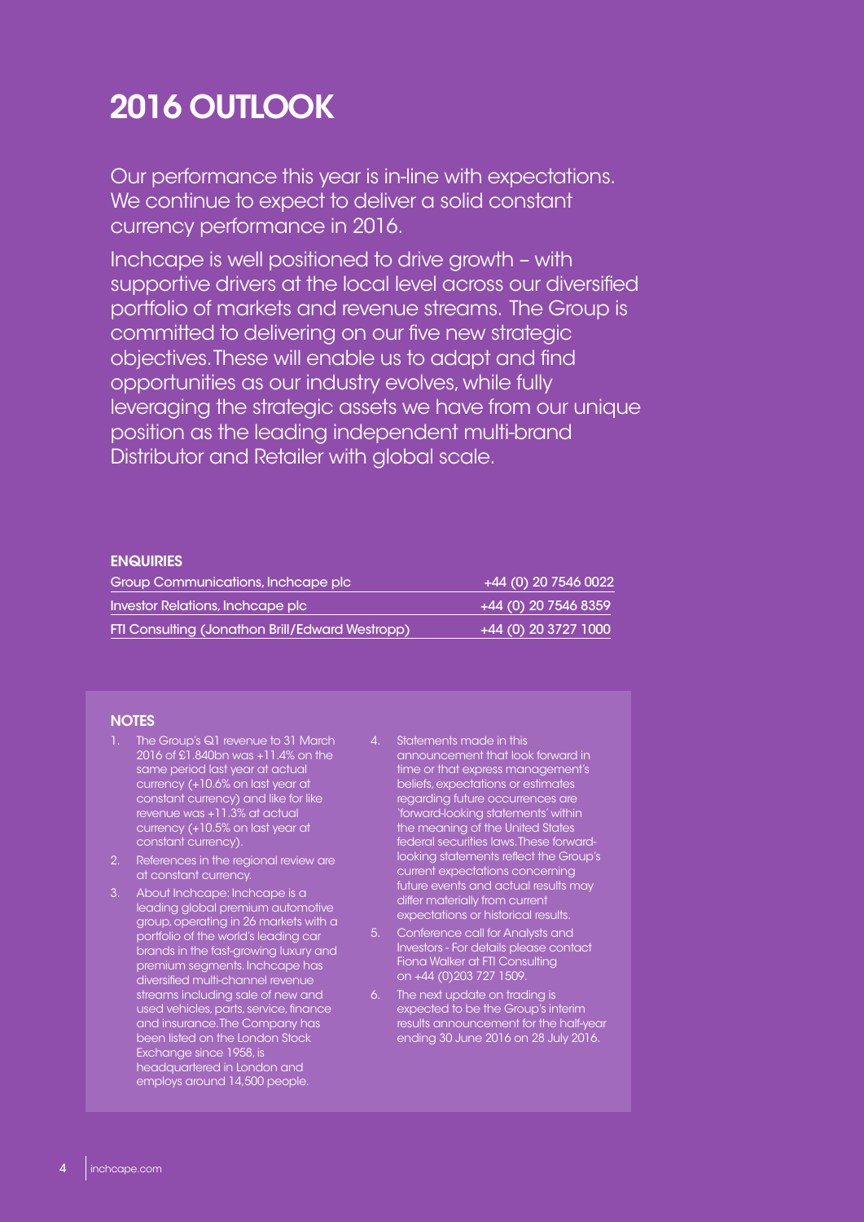# 2016 OUTLOOK

Our performance this year is in-line with expectations. We continue to expect to deliver a solid constant currency performance in 2016.

Inchcape is well positioned to drive growth – with supportive drivers at the local level across our diversified portfolio of markets and revenue streams. The Group is committed to delivering on our five new strategic objectives. These will enable us to adapt and find opportunities as our industry evolves, while fully leveraging the strategic assets we have from our unique position as the leading independent multi-brand Distributor and Retailer with global scale.

### ENQUIRIES

| | |
|---|---|
| Group Communications, Inchcape plc | +44 (0) 20 7546 0022 |
| Investor Relations, Inchcape plc | +44 (0) 20 7546 8359 |
| FTI Consulting (Jonathon Brill/Edward Westropp) | +44 (0) 20 3727 1000 |

### NOTES

1. The Group's Q1 revenue to 31 March 2016 of £1.840bn was +11.4% on the same period last year at actual currency (+10.6% on last year at constant currency) and like for like revenue was +11.3% at actual currency (+10.5% on last year at constant currency).
2. References in the regional review are at constant currency.
3. About Inchcape: Inchcape is a leading global premium automotive group, operating in 26 markets with a portfolio of the world's leading car brands in the fast-growing luxury and premium segments. Inchcape has diversified multi-channel revenue streams including sale of new and used vehicles, parts, service, finance and insurance. The Company has been listed on the London Stock Exchange since 1958, is headquartered in London and employs around 14,500 people.
4. Statements made in this announcement that look forward in time or that express management's beliefs, expectations or estimates regarding future occurrences are 'forward-looking statements' within the meaning of the United States federal securities laws. These forward-looking statements reflect the Group's current expectations concerning future events and actual results may differ materially from current expectations or historical results.
5. Conference call for Analysts and Investors - For details please contact Fiona Walker at FTI Consulting on +44 (0)203 727 1509.
6. The next update on trading is expected to be the Group's interim results announcement for the half-year ending 30 June 2016 on 28 July 2016.